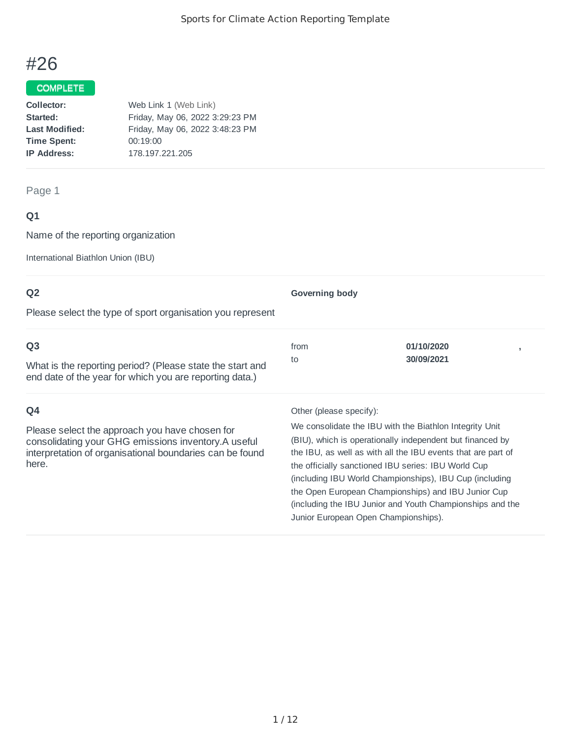# #26

**COMPLETE**

**Collector:** Web Link 1 (Web Link)
**Started:** Friday, May 06, 2022 3:29:23 PM
**Last Modified:** Friday, May 06, 2022 3:48:23 PM
**Time Spent:** 00:19:00
**IP Address:** 178.197.221.205

---

Page 1

## Q1

Name of the reporting organization

International Biathlon Union (IBU)

## Q2

Please select the type of sport organisation you represent

**Governing body**

## Q3

What is the reporting period? (Please state the start and end date of the year for which you are reporting data.)

from **01/10/2020** ,
to **30/09/2021**

## Q4

Please select the approach you have chosen for consolidating your GHG emissions inventory.A useful interpretation of organisational boundaries can be found here.

Other (please specify):

We consolidate the IBU with the Biathlon Integrity Unit (BIU), which is operationally independent but financed by the IBU, as well as with all the IBU events that are part of the officially sanctioned IBU series: IBU World Cup (including IBU World Championships), IBU Cup (including the Open European Championships) and IBU Junior Cup (including the IBU Junior and Youth Championships and the Junior European Open Championships).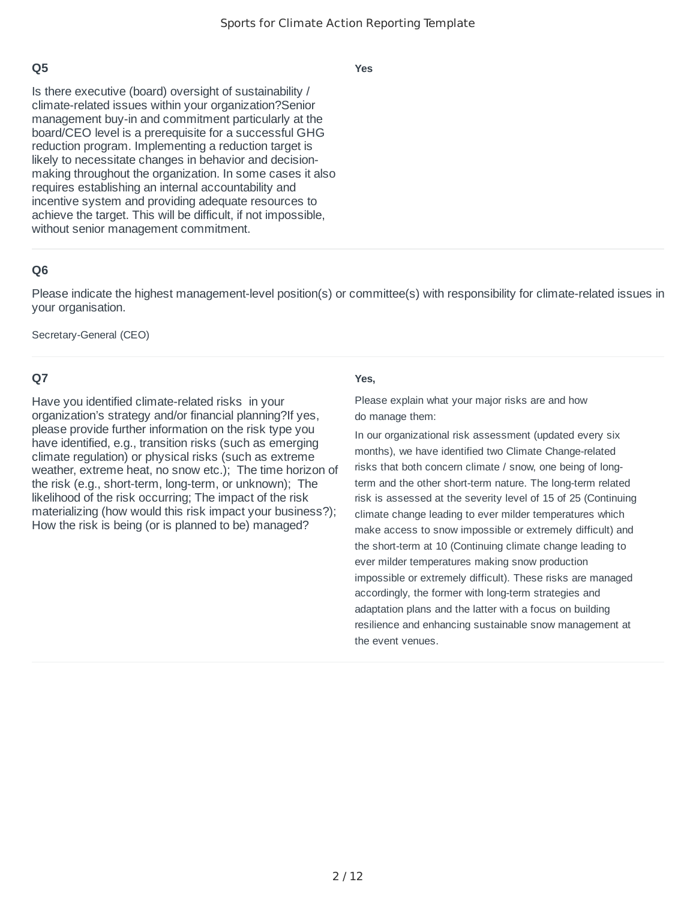## Q5

Is there executive (board) oversight of sustainability / climate-related issues within your organization?Senior management buy-in and commitment particularly at the board/CEO level is a prerequisite for a successful GHG reduction program. Implementing a reduction target is likely to necessitate changes in behavior and decision-making throughout the organization. In some cases it also requires establishing an internal accountability and incentive system and providing adequate resources to achieve the target. This will be difficult, if not impossible, without senior management commitment.

**Yes**

## Q6

Please indicate the highest management-level position(s) or committee(s) with responsibility for climate-related issues in your organisation.

Secretary-General (CEO)

## Q7

Have you identified climate-related risks in your organization's strategy and/or financial planning?If yes, please provide further information on the risk type you have identified, e.g., transition risks (such as emerging climate regulation) or physical risks (such as extreme weather, extreme heat, no snow etc.); The time horizon of the risk (e.g., short-term, long-term, or unknown); The likelihood of the risk occurring; The impact of the risk materializing (how would this risk impact your business?); How the risk is being (or is planned to be) managed?

**Yes,**

Please explain what your major risks are and how do manage them:

In our organizational risk assessment (updated every six months), we have identified two Climate Change-related risks that both concern climate / snow, one being of long-term and the other short-term nature. The long-term related risk is assessed at the severity level of 15 of 25 (Continuing climate change leading to ever milder temperatures which make access to snow impossible or extremely difficult) and the short-term at 10 (Continuing climate change leading to ever milder temperatures making snow production impossible or extremely difficult). These risks are managed accordingly, the former with long-term strategies and adaptation plans and the latter with a focus on building resilience and enhancing sustainable snow management at the event venues.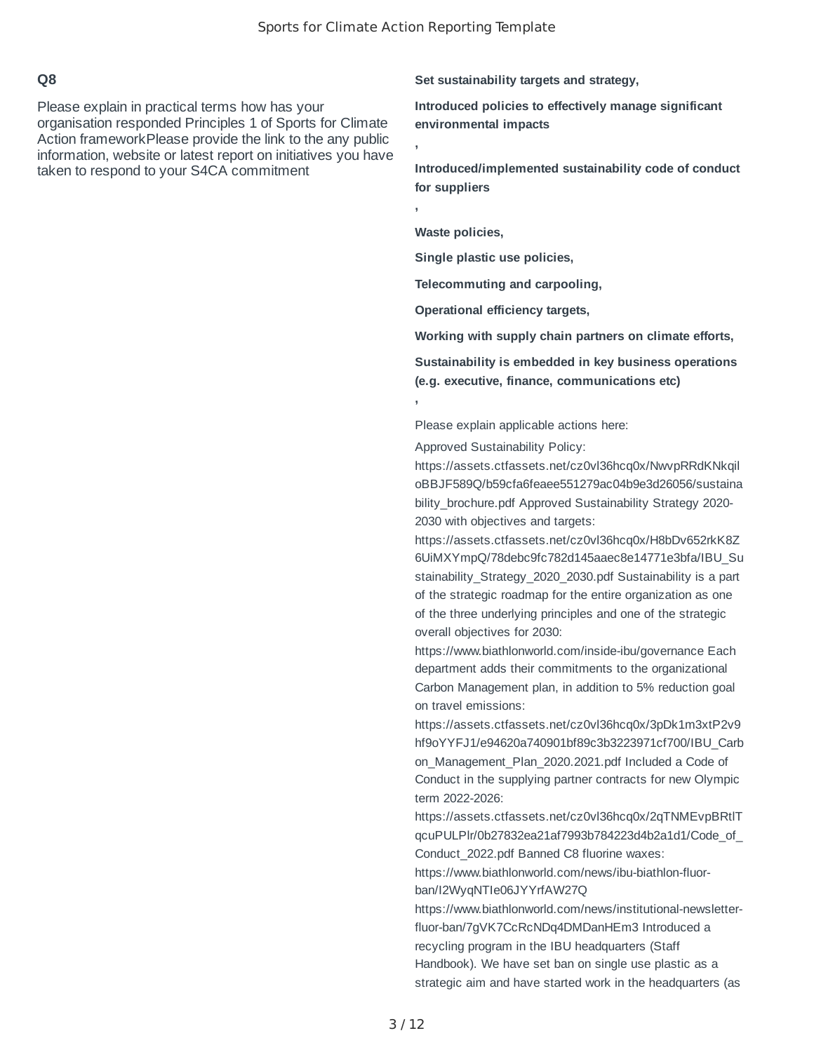## Q8

Please explain in practical terms how has your organisation responded Principles 1 of Sports for Climate Action frameworkPlease provide the link to the any public information, website or latest report on initiatives you have taken to respond to your S4CA commitment

**Set sustainability targets and strategy,**

**Introduced policies to effectively manage significant environmental impacts**

**,**

**Introduced/implemented sustainability code of conduct for suppliers**

**,**

**Waste policies,**

**Single plastic use policies,**

**Telecommuting and carpooling,**

**Operational efficiency targets,**

**Working with supply chain partners on climate efforts,**

**Sustainability is embedded in key business operations (e.g. executive, finance, communications etc)**

**,**

Please explain applicable actions here:

Approved Sustainability Policy: https://assets.ctfassets.net/cz0vl36hcq0x/NwvpRRdKNkqiloBBJF589Q/b59cfa6feaee551279ac04b9e3d26056/sustainability_brochure.pdf Approved Sustainability Strategy 2020-2030 with objectives and targets: https://assets.ctfassets.net/cz0vl36hcq0x/H8bDv652rkK8Z6UiMXYmpQ/78debc9fc782d145aaec8e14771e3bfa/IBU_Sustainability_Strategy_2020_2030.pdf Sustainability is a part of the strategic roadmap for the entire organization as one of the three underlying principles and one of the strategic overall objectives for 2030: https://www.biathlonworld.com/inside-ibu/governance Each department adds their commitments to the organizational Carbon Management plan, in addition to 5% reduction goal on travel emissions: https://assets.ctfassets.net/cz0vl36hcq0x/3pDk1m3xtP2v9hf9oYYFJ1/e94620a740901bf89c3b3223971cf700/IBU_Carbon_Management_Plan_2020.2021.pdf Included a Code of Conduct in the supplying partner contracts for new Olympic term 2022-2026: https://assets.ctfassets.net/cz0vl36hcq0x/2qTNMEvpBRtlTqcuPULPlr/0b27832ea21af7993b784223d4b2a1d1/Code_of_Conduct_2022.pdf Banned C8 fluorine waxes: https://www.biathlonworld.com/news/ibu-biathlon-fluor-ban/I2WyqNTIe06JYYrfAW27Q https://www.biathlonworld.com/news/institutional-newsletter-fluor-ban/7gVK7CcRcNDq4DMDanHEm3 Introduced a recycling program in the IBU headquarters (Staff Handbook). We have set ban on single use plastic as a strategic aim and have started work in the headquarters (as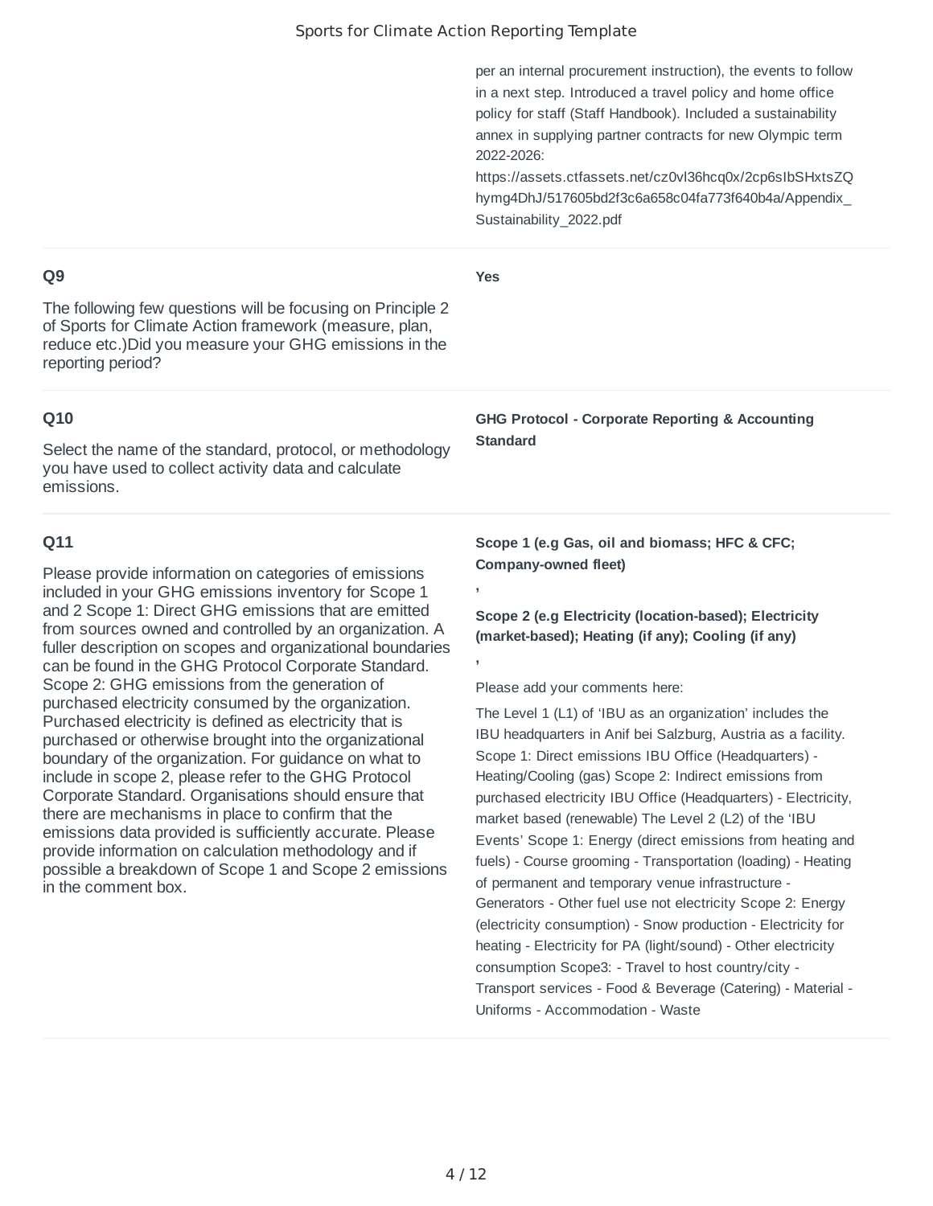per an internal procurement instruction), the events to follow in a next step. Introduced a travel policy and home office policy for staff (Staff Handbook). Included a sustainability annex in supplying partner contracts for new Olympic term 2022-2026: https://assets.ctfassets.net/cz0vl36hcq0x/2cp6sIbSHxtsZQhymg4DhJ/517605bd2f3c6a658c04fa773f640b4a/Appendix_Sustainability_2022.pdf

### Q9

The following few questions will be focusing on Principle 2 of Sports for Climate Action framework (measure, plan, reduce etc.)Did you measure your GHG emissions in the reporting period?

**Yes**

### Q10

Select the name of the standard, protocol, or methodology you have used to collect activity data and calculate emissions.

**GHG Protocol - Corporate Reporting & Accounting Standard**

### Q11

Please provide information on categories of emissions included in your GHG emissions inventory for Scope 1 and 2 Scope 1: Direct GHG emissions that are emitted from sources owned and controlled by an organization. A fuller description on scopes and organizational boundaries can be found in the GHG Protocol Corporate Standard. Scope 2: GHG emissions from the generation of purchased electricity consumed by the organization. Purchased electricity is defined as electricity that is purchased or otherwise brought into the organizational boundary of the organization. For guidance on what to include in scope 2, please refer to the GHG Protocol Corporate Standard. Organisations should ensure that there are mechanisms in place to confirm that the emissions data provided is sufficiently accurate. Please provide information on calculation methodology and if possible a breakdown of Scope 1 and Scope 2 emissions in the comment box.

**Scope 1 (e.g Gas, oil and biomass; HFC & CFC; Company-owned fleet)**

**,**

**Scope 2 (e.g Electricity (location-based); Electricity (market-based); Heating (if any); Cooling (if any)**

**,**

Please add your comments here:

The Level 1 (L1) of 'IBU as an organization' includes the IBU headquarters in Anif bei Salzburg, Austria as a facility. Scope 1: Direct emissions IBU Office (Headquarters) - Heating/Cooling (gas) Scope 2: Indirect emissions from purchased electricity IBU Office (Headquarters) - Electricity, market based (renewable) The Level 2 (L2) of the 'IBU Events' Scope 1: Energy (direct emissions from heating and fuels) - Course grooming - Transportation (loading) - Heating of permanent and temporary venue infrastructure - Generators - Other fuel use not electricity Scope 2: Energy (electricity consumption) - Snow production - Electricity for heating - Electricity for PA (light/sound) - Other electricity consumption Scope3: - Travel to host country/city - Transport services - Food & Beverage (Catering) - Material - Uniforms - Accommodation - Waste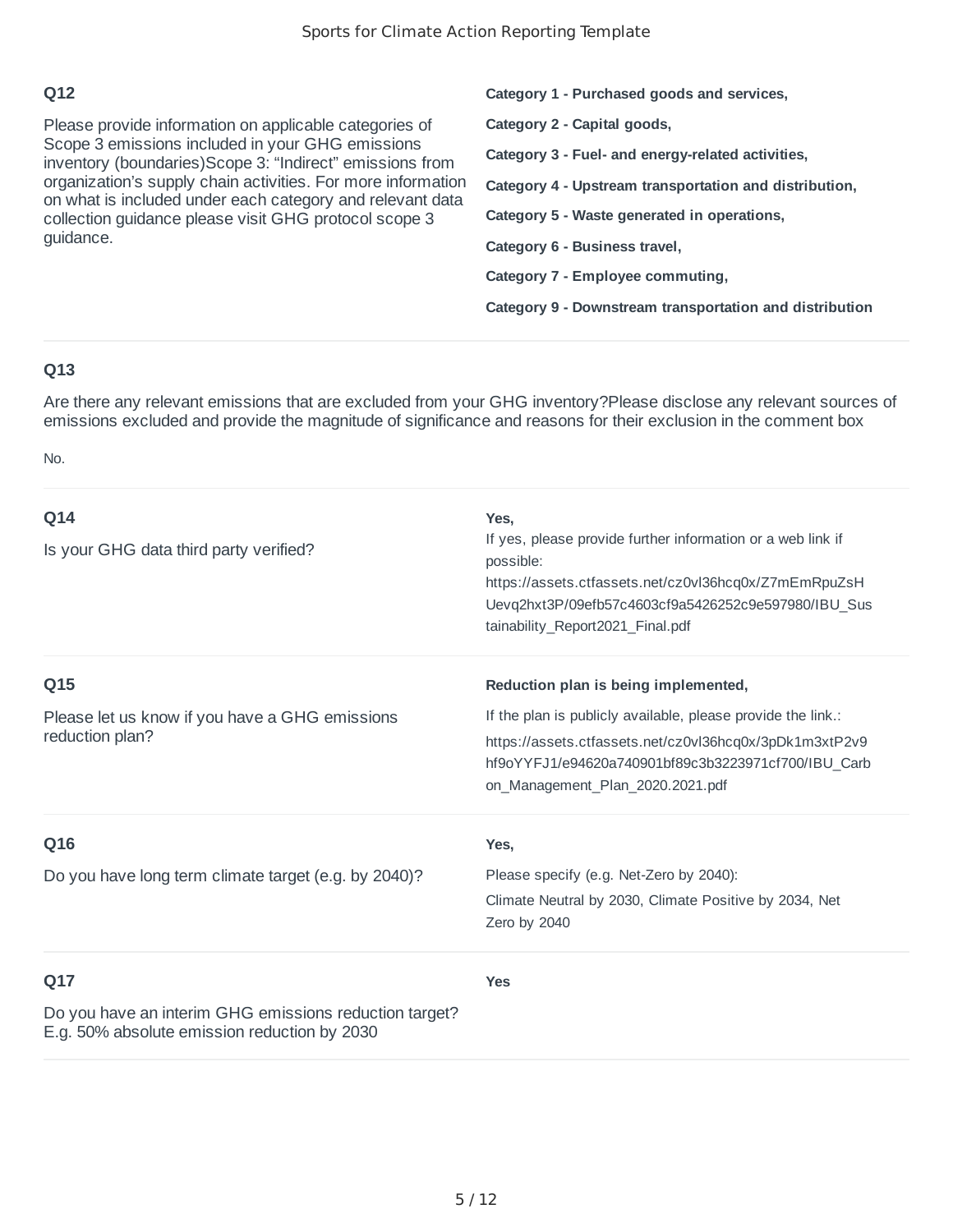## Q12

Please provide information on applicable categories of Scope 3 emissions included in your GHG emissions inventory (boundaries)Scope 3: "Indirect" emissions from organization's supply chain activities. For more information on what is included under each category and relevant data collection guidance please visit GHG protocol scope 3 guidance.

**Category 1 - Purchased goods and services,**

**Category 2 - Capital goods,**

**Category 3 - Fuel- and energy-related activities,**

**Category 4 - Upstream transportation and distribution,**

**Category 5 - Waste generated in operations,**

**Category 6 - Business travel,**

**Category 7 - Employee commuting,**

**Category 9 - Downstream transportation and distribution**

## Q13

Are there any relevant emissions that are excluded from your GHG inventory?Please disclose any relevant sources of emissions excluded and provide the magnitude of significance and reasons for their exclusion in the comment box

No.

## Q14

Is your GHG data third party verified?

**Yes,**

If yes, please provide further information or a web link if possible:

https://assets.ctfassets.net/cz0vl36hcq0x/Z7mEmRpuZsHUevq2hxt3P/09efb57c4603cf9a5426252c9e597980/IBU_Sustainability_Report2021_Final.pdf

## Q15

Please let us know if you have a GHG emissions reduction plan?

**Reduction plan is being implemented,**

If the plan is publicly available, please provide the link.:

https://assets.ctfassets.net/cz0vl36hcq0x/3pDk1m3xtP2v9hf9oYYFJ1/e94620a740901bf89c3b3223971cf700/IBU_Carbon_Management_Plan_2020.2021.pdf

## Q16

Do you have long term climate target (e.g. by 2040)?

**Yes,**

Please specify (e.g. Net-Zero by 2040):

Climate Neutral by 2030, Climate Positive by 2034, Net Zero by 2040

## Q17

Do you have an interim GHG emissions reduction target? E.g. 50% absolute emission reduction by 2030

**Yes**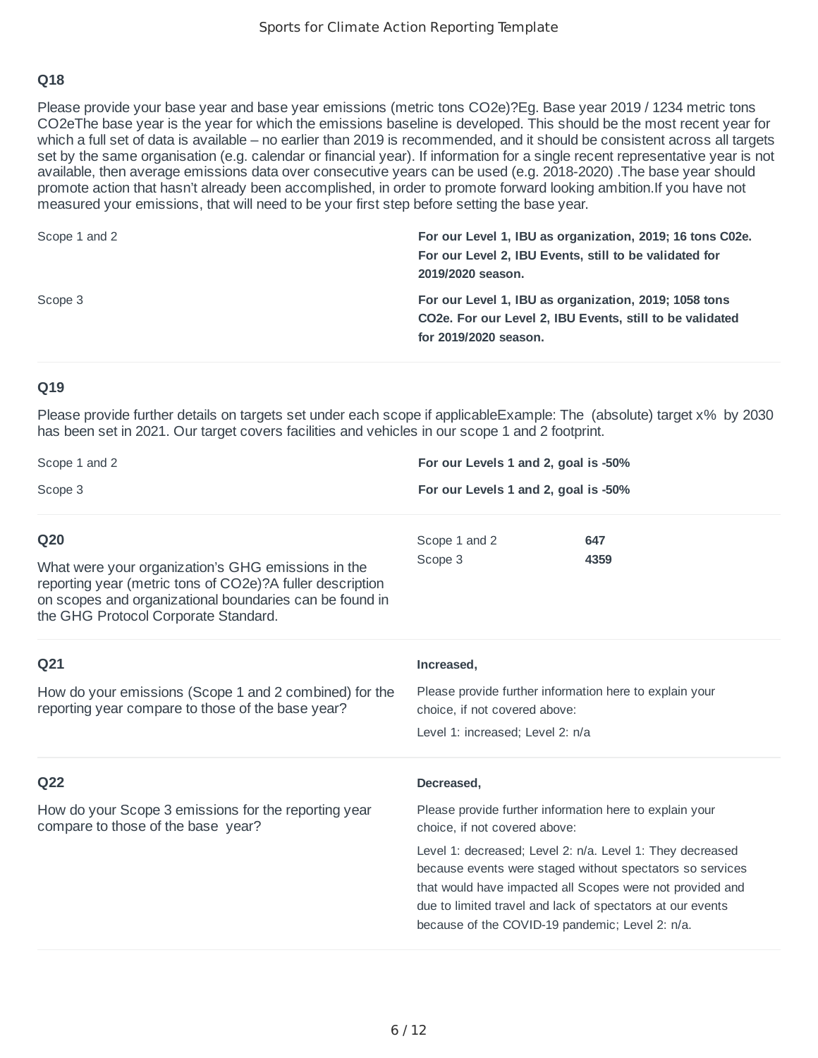### Q18

Please provide your base year and base year emissions (metric tons CO2e)?Eg. Base year 2019 / 1234 metric tons CO2eThe base year is the year for which the emissions baseline is developed. This should be the most recent year for which a full set of data is available – no earlier than 2019 is recommended, and it should be consistent across all targets set by the same organisation (e.g. calendar or financial year). If information for a single recent representative year is not available, then average emissions data over consecutive years can be used (e.g. 2018-2020) .The base year should promote action that hasn't already been accomplished, in order to promote forward looking ambition.If you have not measured your emissions, that will need to be your first step before setting the base year.

| | |
|---|---|
| Scope 1 and 2 | **For our Level 1, IBU as organization, 2019; 16 tons C02e. For our Level 2, IBU Events, still to be validated for 2019/2020 season.** |
| Scope 3 | **For our Level 1, IBU as organization, 2019; 1058 tons CO2e. For our Level 2, IBU Events, still to be validated for 2019/2020 season.** |

### Q19

Please provide further details on targets set under each scope if applicableExample: The (absolute) target x% by 2030 has been set in 2021. Our target covers facilities and vehicles in our scope 1 and 2 footprint.

| | |
|---|---|
| Scope 1 and 2 | **For our Levels 1 and 2, goal is -50%** |
| Scope 3 | **For our Levels 1 and 2, goal is -50%** |

### Q20

What were your organization's GHG emissions in the reporting year (metric tons of CO2e)?A fuller description on scopes and organizational boundaries can be found in the GHG Protocol Corporate Standard.

| | |
|---|---|
| Scope 1 and 2 | **647** |
| Scope 3 | **4359** |

### Q21

How do your emissions (Scope 1 and 2 combined) for the reporting year compare to those of the base year?

**Increased,**

Please provide further information here to explain your choice, if not covered above:

Level 1: increased; Level 2: n/a

### Q22

How do your Scope 3 emissions for the reporting year compare to those of the base year?

**Decreased,**

Please provide further information here to explain your choice, if not covered above:

Level 1: decreased; Level 2: n/a. Level 1: They decreased because events were staged without spectators so services that would have impacted all Scopes were not provided and due to limited travel and lack of spectators at our events because of the COVID-19 pandemic; Level 2: n/a.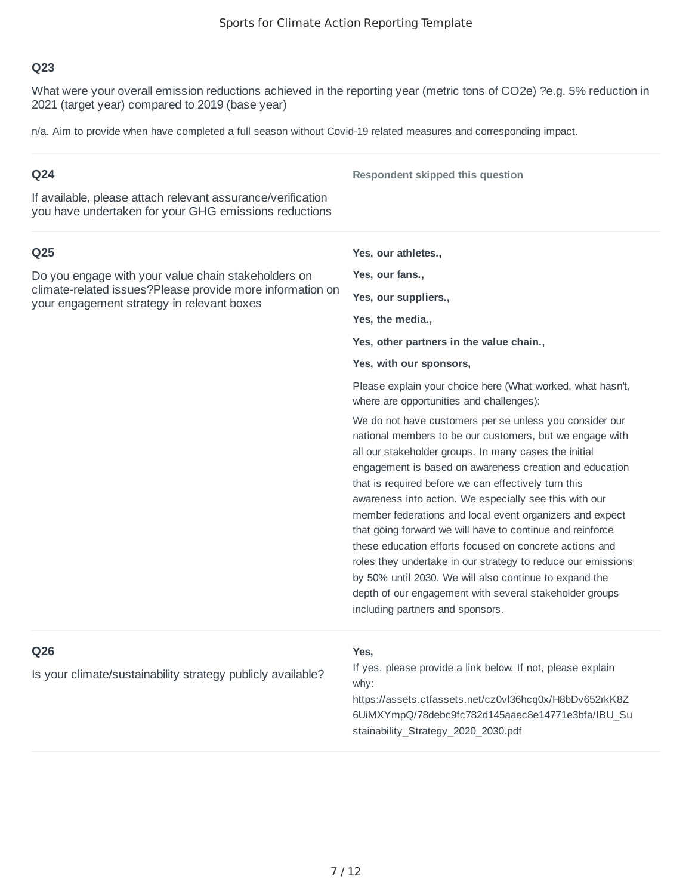## Q23

What were your overall emission reductions achieved in the reporting year (metric tons of $CO_2e$) ?e.g. 5% reduction in 2021 (target year) compared to 2019 (base year)

n/a. Aim to provide when have completed a full season without Covid-19 related measures and corresponding impact.

## Q24

If available, please attach relevant assurance/verification you have undertaken for your GHG emissions reductions

**Respondent skipped this question**

## Q25

Do you engage with your value chain stakeholders on climate-related issues?Please provide more information on your engagement strategy in relevant boxes

**Yes, our athletes.,**

**Yes, our fans.,**

**Yes, our suppliers.,**

**Yes, the media.,**

**Yes, other partners in the value chain.,**

**Yes, with our sponsors,**

Please explain your choice here (What worked, what hasn't, where are opportunities and challenges):

We do not have customers per se unless you consider our national members to be our customers, but we engage with all our stakeholder groups. In many cases the initial engagement is based on awareness creation and education that is required before we can effectively turn this awareness into action. We especially see this with our member federations and local event organizers and expect that going forward we will have to continue and reinforce these education efforts focused on concrete actions and roles they undertake in our strategy to reduce our emissions by 50% until 2030. We will also continue to expand the depth of our engagement with several stakeholder groups including partners and sponsors.

## Q26

Is your climate/sustainability strategy publicly available?

**Yes,**

If yes, please provide a link below. If not, please explain why:

https://assets.ctfassets.net/cz0vl36hcq0x/H8bDv652rkK8Z6UiMXYmpQ/78debc9fc782d145aaec8e14771e3bfa/IBU_Sustainability_Strategy_2020_2030.pdf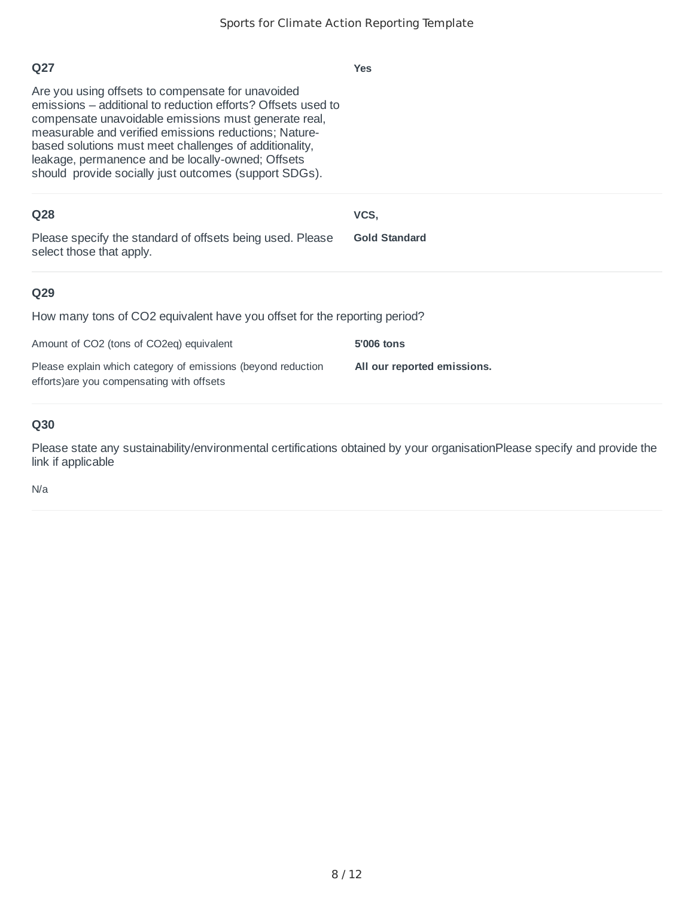## Q27

Are you using offsets to compensate for unavoided emissions – additional to reduction efforts? Offsets used to compensate unavoidable emissions must generate real, measurable and verified emissions reductions; Nature-based solutions must meet challenges of additionality, leakage, permanence and be locally-owned; Offsets should provide socially just outcomes (support SDGs).

**Yes**

## Q28

Please specify the standard of offsets being used. Please select those that apply.

**VCS,**

**Gold Standard**

## Q29

How many tons of CO2 equivalent have you offset for the reporting period?

| | |
|---|---|
| Amount of CO2 (tons of CO2eq) equivalent | **5'006 tons** |
| Please explain which category of emissions (beyond reduction efforts)are you compensating with offsets | **All our reported emissions.** |

## Q30

Please state any sustainability/environmental certifications obtained by your organisationPlease specify and provide the link if applicable

N/a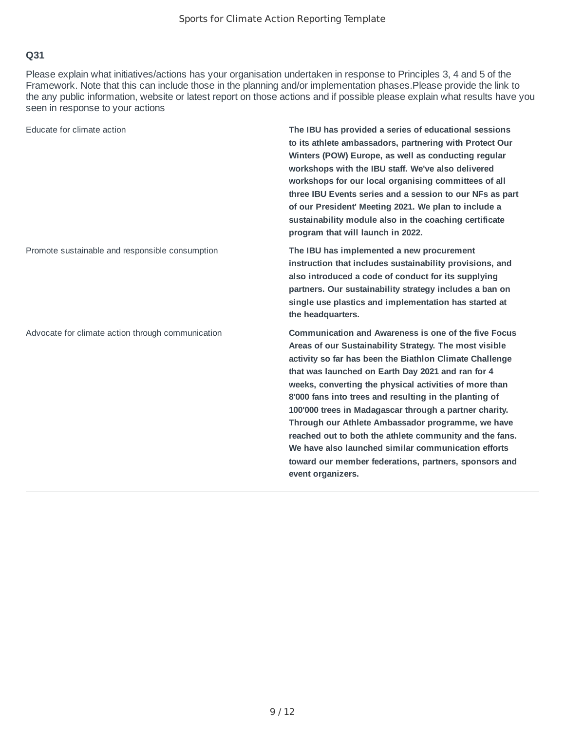**Q31**

Please explain what initiatives/actions has your organisation undertaken in response to Principles 3, 4 and 5 of the Framework. Note that this can include those in the planning and/or implementation phases.Please provide the link to the any public information, website or latest report on those actions and if possible please explain what results have you seen in response to your actions

| | |
|---|---|
| Educate for climate action | **The IBU has provided a series of educational sessions to its athlete ambassadors, partnering with Protect Our Winters (POW) Europe, as well as conducting regular workshops with the IBU staff. We've also delivered workshops for our local organising committees of all three IBU Events series and a session to our NFs as part of our President' Meeting 2021. We plan to include a sustainability module also in the coaching certificate program that will launch in 2022.** |
| Promote sustainable and responsible consumption | **The IBU has implemented a new procurement instruction that includes sustainability provisions, and also introduced a code of conduct for its supplying partners. Our sustainability strategy includes a ban on single use plastics and implementation has started at the headquarters.** |
| Advocate for climate action through communication | **Communication and Awareness is one of the five Focus Areas of our Sustainability Strategy. The most visible activity so far has been the Biathlon Climate Challenge that was launched on Earth Day 2021 and ran for 4 weeks, converting the physical activities of more than 8'000 fans into trees and resulting in the planting of 100'000 trees in Madagascar through a partner charity. Through our Athlete Ambassador programme, we have reached out to both the athlete community and the fans. We have also launched similar communication efforts toward our member federations, partners, sponsors and event organizers.** |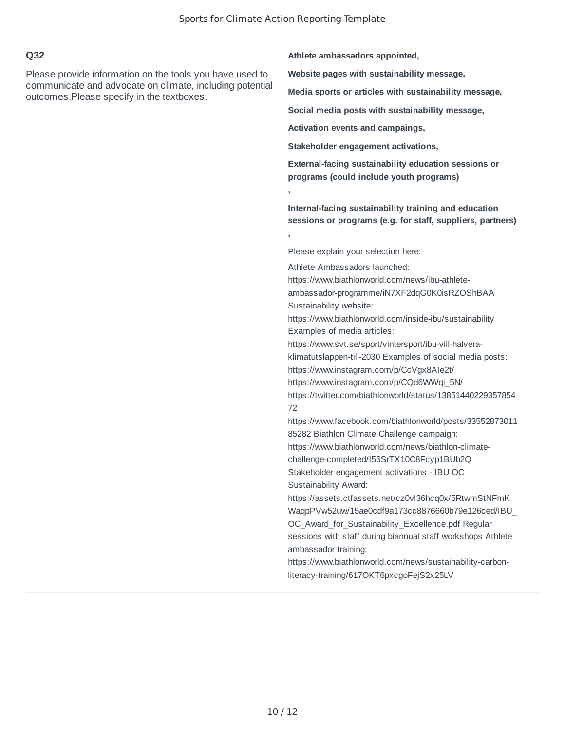**Q32**

Please provide information on the tools you have used to communicate and advocate on climate, including potential outcomes.Please specify in the textboxes.

**Athlete ambassadors appointed,**

**Website pages with sustainability message,**

**Media sports or articles with sustainability message,**

**Social media posts with sustainability message,**

**Activation events and campaings,**

**Stakeholder engagement activations,**

**External-facing sustainability education sessions or programs (could include youth programs)**
**,**

**Internal-facing sustainability training and education sessions or programs (e.g. for staff, suppliers, partners)**
**,**

Please explain your selection here:

Athlete Ambassadors launched: https://www.biathlonworld.com/news/ibu-athlete-ambassador-programme/iN7XF2dqG0K0isRZOShBAA Sustainability website: https://www.biathlonworld.com/inside-ibu/sustainability Examples of media articles: https://www.svt.se/sport/vintersport/ibu-vill-halvera-klimatutslappen-till-2030 Examples of social media posts: https://www.instagram.com/p/CcVgx8AIe2t/ https://www.instagram.com/p/CQd6WWqi_5N/ https://twitter.com/biathlonworld/status/1385144022935785472 https://www.facebook.com/biathlonworld/posts/3355287301185282 Biathlon Climate Challenge campaign: https://www.biathlonworld.com/news/biathlon-climate-challenge-completed/I56SrTX10C8Fcyp1BUb2Q Stakeholder engagement activations - IBU OC Sustainability Award: https://assets.ctfassets.net/cz0vl36hcq0x/5RtwmStNFmKWaqpPVw52uw/15ae0cdf9a173cc8876660b79e126ced/IBU_OC_Award_for_Sustainability_Excellence.pdf Regular sessions with staff during biannual staff workshops Athlete ambassador training: https://www.biathlonworld.com/news/sustainability-carbon-literacy-training/617OKT6pxcgoFejS2x25LV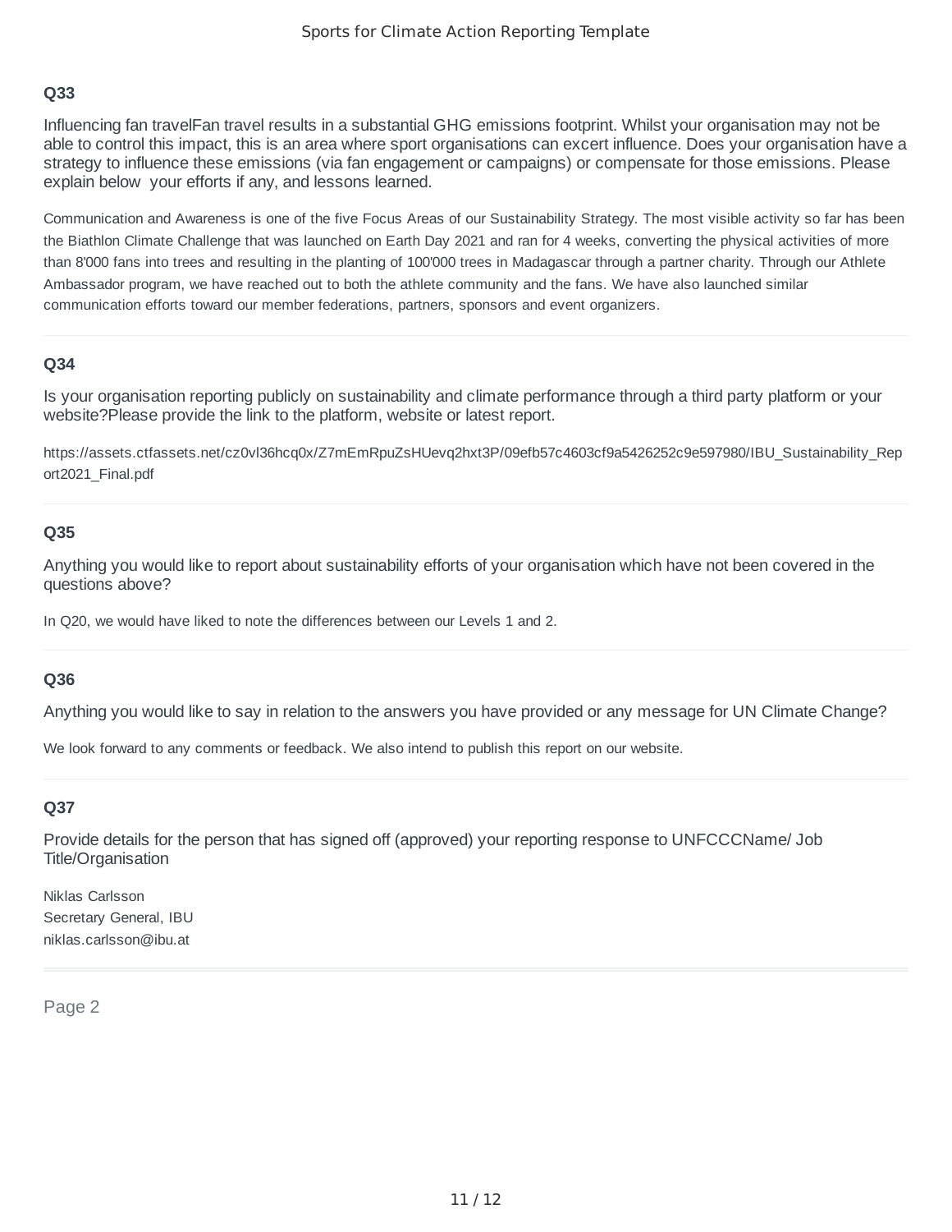### Q33

Influencing fan travelFan travel results in a substantial GHG emissions footprint. Whilst your organisation may not be able to control this impact, this is an area where sport organisations can excert influence. Does your organisation have a strategy to influence these emissions (via fan engagement or campaigns) or compensate for those emissions. Please explain below your efforts if any, and lessons learned.

Communication and Awareness is one of the five Focus Areas of our Sustainability Strategy. The most visible activity so far has been the Biathlon Climate Challenge that was launched on Earth Day 2021 and ran for 4 weeks, converting the physical activities of more than 8'000 fans into trees and resulting in the planting of 100'000 trees in Madagascar through a partner charity. Through our Athlete Ambassador program, we have reached out to both the athlete community and the fans. We have also launched similar communication efforts toward our member federations, partners, sponsors and event organizers.

---

### Q34

Is your organisation reporting publicly on sustainability and climate performance through a third party platform or your website?Please provide the link to the platform, website or latest report.

https://assets.ctfassets.net/cz0vl36hcq0x/Z7mEmRpuZsHUevq2hxt3P/09efb57c4603cf9a5426252c9e597980/IBU_Sustainability_Report2021_Final.pdf

---

### Q35

Anything you would like to report about sustainability efforts of your organisation which have not been covered in the questions above?

In Q20, we would have liked to note the differences between our Levels 1 and 2.

---

### Q36

Anything you would like to say in relation to the answers you have provided or any message for UN Climate Change?

We look forward to any comments or feedback. We also intend to publish this report on our website.

---

### Q37

Provide details for the person that has signed off (approved) your reporting response to UNFCCCName/ Job Title/Organisation

Niklas Carlsson
Secretary General, IBU
niklas.carlsson@ibu.at

---

Page 2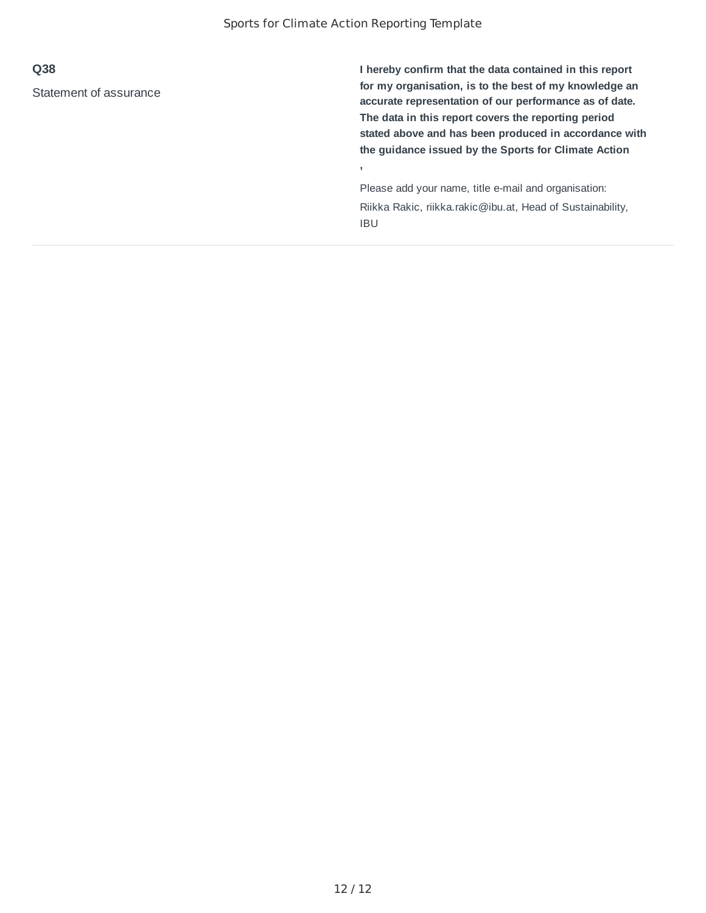**Q38**

Statement of assurance

**I hereby confirm that the data contained in this report for my organisation, is to the best of my knowledge an accurate representation of our performance as of date. The data in this report covers the reporting period stated above and has been produced in accordance with the guidance issued by the Sports for Climate Action**

**,**

Please add your name, title e-mail and organisation:

Riikka Rakic, riikka.rakic@ibu.at, Head of Sustainability, IBU